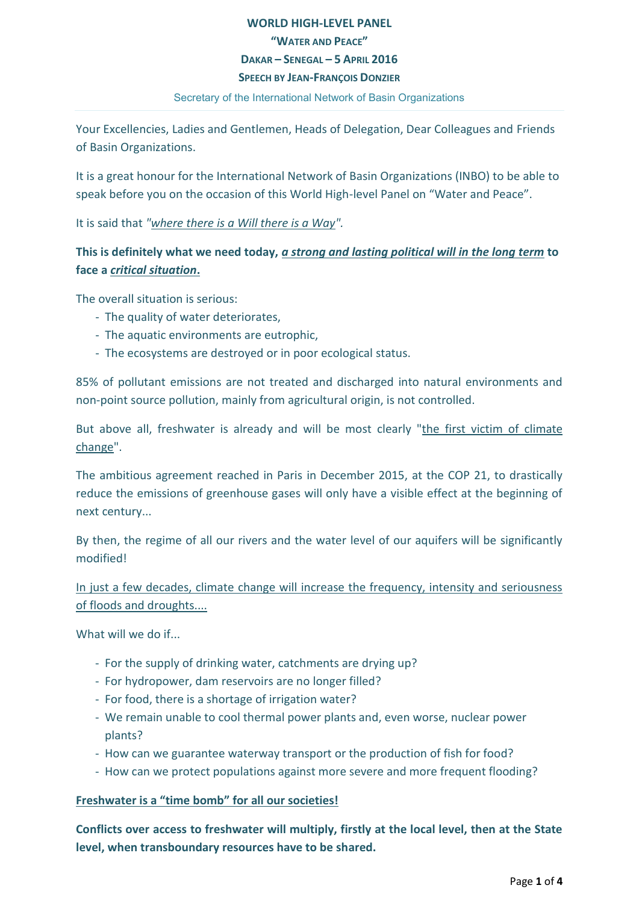# WORLD HIGH-LEVEL PANEL

## "WATER AND PEACE"

### DAKAR – SENEGAL – 5 APRIL 2016

### SPEECH BY JEAN-FRANÇOIS DONZIER

Secretary of the International Network of Basin Organizations

---

Your Excellencies, Ladies and Gentlemen, Heads of Delegation, Dear Colleagues and Friends of Basin Organizations.

It is a great honour for the International Network of Basin Organizations (INBO) to be able to speak before you on the occasion of this World High-level Panel on "Water and Peace".

It is said that *"where there is a Will there is a Way".*

**This is definitely what we need today, *a strong and lasting political will in the long term* to face a *critical situation*.**

The overall situation is serious:

- The quality of water deteriorates,
- The aquatic environments are eutrophic,
- The ecosystems are destroyed or in poor ecological status.

85% of pollutant emissions are not treated and discharged into natural environments and non-point source pollution, mainly from agricultural origin, is not controlled.

But above all, freshwater is already and will be most clearly "the first victim of climate change".

The ambitious agreement reached in Paris in December 2015, at the COP 21, to drastically reduce the emissions of greenhouse gases will only have a visible effect at the beginning of next century...

By then, the regime of all our rivers and the water level of our aquifers will be significantly modified!

In just a few decades, climate change will increase the frequency, intensity and seriousness of floods and droughts....

What will we do if...

- For the supply of drinking water, catchments are drying up?
- For hydropower, dam reservoirs are no longer filled?
- For food, there is a shortage of irrigation water?
- We remain unable to cool thermal power plants and, even worse, nuclear power plants?
- How can we guarantee waterway transport or the production of fish for food?
- How can we protect populations against more severe and more frequent flooding?

**Freshwater is a "time bomb" for all our societies!**

**Conflicts over access to freshwater will multiply, firstly at the local level, then at the State level, when transboundary resources have to be shared.**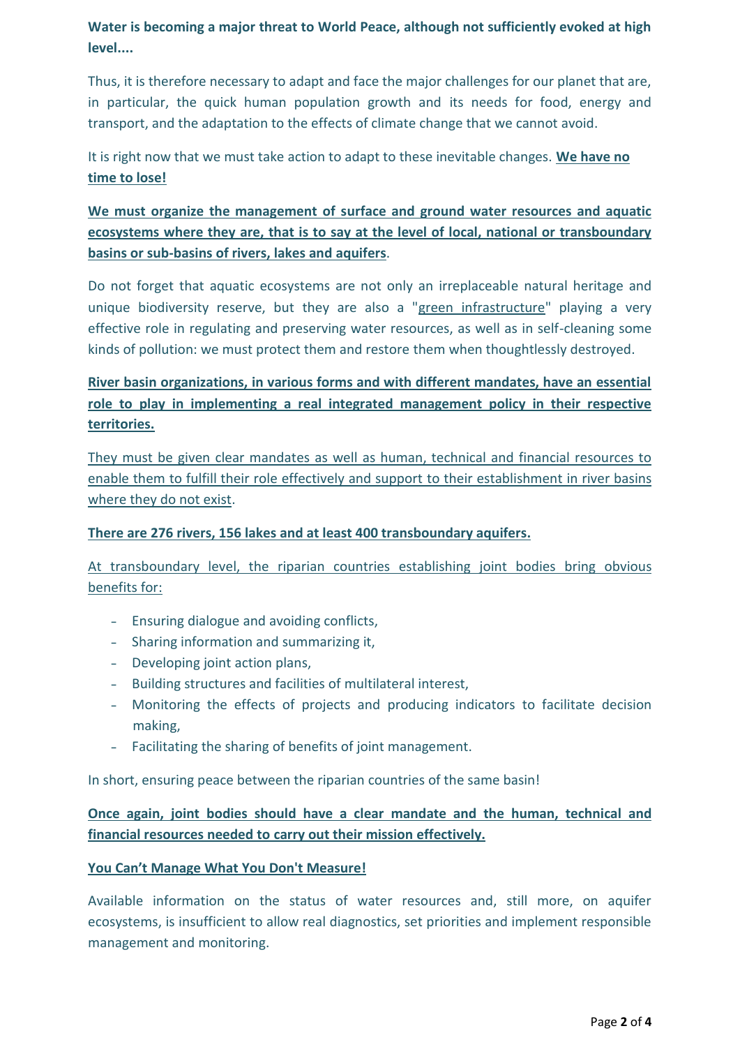**Water is becoming a major threat to World Peace, although not sufficiently evoked at high level....**

Thus, it is therefore necessary to adapt and face the major challenges for our planet that are, in particular, the quick human population growth and its needs for food, energy and transport, and the adaptation to the effects of climate change that we cannot avoid.

It is right now that we must take action to adapt to these inevitable changes. **We have no time to lose!**

**We must organize the management of surface and ground water resources and aquatic ecosystems where they are, that is to say at the level of local, national or transboundary basins or sub-basins of rivers, lakes and aquifers**.

Do not forget that aquatic ecosystems are not only an irreplaceable natural heritage and unique biodiversity reserve, but they are also a "green infrastructure" playing a very effective role in regulating and preserving water resources, as well as in self-cleaning some kinds of pollution: we must protect them and restore them when thoughtlessly destroyed.

**River basin organizations, in various forms and with different mandates, have an essential role to play in implementing a real integrated management policy in their respective territories.**

They must be given clear mandates as well as human, technical and financial resources to enable them to fulfill their role effectively and support to their establishment in river basins where they do not exist.

**There are 276 rivers, 156 lakes and at least 400 transboundary aquifers.**

At transboundary level, the riparian countries establishing joint bodies bring obvious benefits for:

- Ensuring dialogue and avoiding conflicts,
- Sharing information and summarizing it,
- Developing joint action plans,
- Building structures and facilities of multilateral interest,
- Monitoring the effects of projects and producing indicators to facilitate decision making,
- Facilitating the sharing of benefits of joint management.

In short, ensuring peace between the riparian countries of the same basin!

**Once again, joint bodies should have a clear mandate and the human, technical and financial resources needed to carry out their mission effectively.**

**You Can't Manage What You Don't Measure!**

Available information on the status of water resources and, still more, on aquifer ecosystems, is insufficient to allow real diagnostics, set priorities and implement responsible management and monitoring.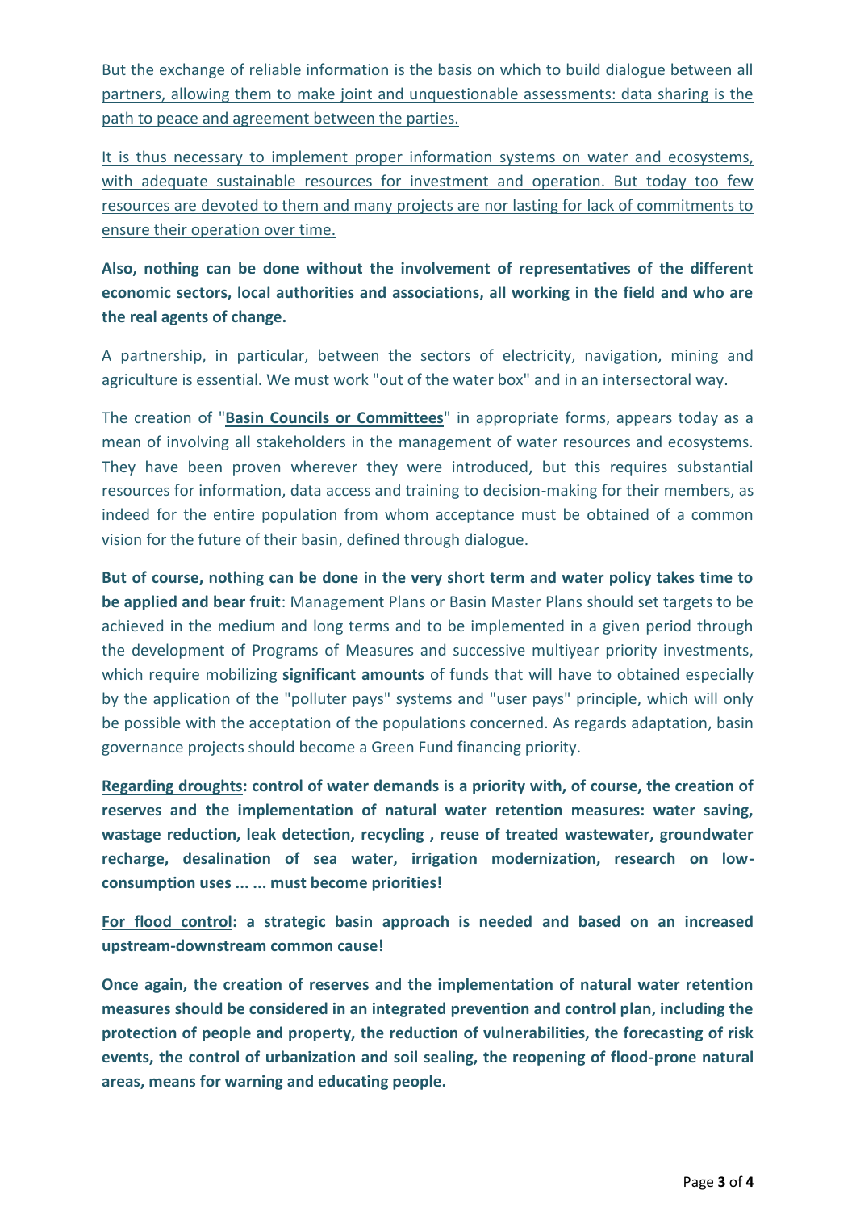<u>But the exchange of reliable information is the basis on which to build dialogue between all partners, allowing them to make joint and unquestionable assessments: data sharing is the path to peace and agreement between the parties.</u>

<u>It is thus necessary to implement proper information systems on water and ecosystems, with adequate sustainable resources for investment and operation. But today too few resources are devoted to them and many projects are nor lasting for lack of commitments to ensure their operation over time.</u>

**Also, nothing can be done without the involvement of representatives of the different economic sectors, local authorities and associations, all working in the field and who are the real agents of change.**

A partnership, in particular, between the sectors of electricity, navigation, mining and agriculture is essential. We must work "out of the water box" and in an intersectoral way.

The creation of "**<u>Basin Councils or Committees</u>**" in appropriate forms, appears today as a mean of involving all stakeholders in the management of water resources and ecosystems. They have been proven wherever they were introduced, but this requires substantial resources for information, data access and training to decision-making for their members, as indeed for the entire population from whom acceptance must be obtained of a common vision for the future of their basin, defined through dialogue.

**But of course, nothing can be done in the very short term and water policy takes time to be applied and bear fruit**: Management Plans or Basin Master Plans should set targets to be achieved in the medium and long terms and to be implemented in a given period through the development of Programs of Measures and successive multiyear priority investments, which require mobilizing **significant amounts** of funds that will have to obtained especially by the application of the "polluter pays" systems and "user pays" principle, which will only be possible with the acceptance of the populations concerned. As regards adaptation, basin governance projects should become a Green Fund financing priority.

**<u>Regarding droughts</u>: control of water demands is a priority with, of course, the creation of reserves and the implementation of natural water retention measures: water saving, wastage reduction, leak detection, recycling , reuse of treated wastewater, groundwater recharge, desalination of sea water, irrigation modernization, research on low-consumption uses ... ... must become priorities!**

**<u>For flood control</u>: a strategic basin approach is needed and based on an increased upstream-downstream common cause!**

**Once again, the creation of reserves and the implementation of natural water retention measures should be considered in an integrated prevention and control plan, including the protection of people and property, the reduction of vulnerabilities, the forecasting of risk events, the control of urbanization and soil sealing, the reopening of flood-prone natural areas, means for warning and educating people.**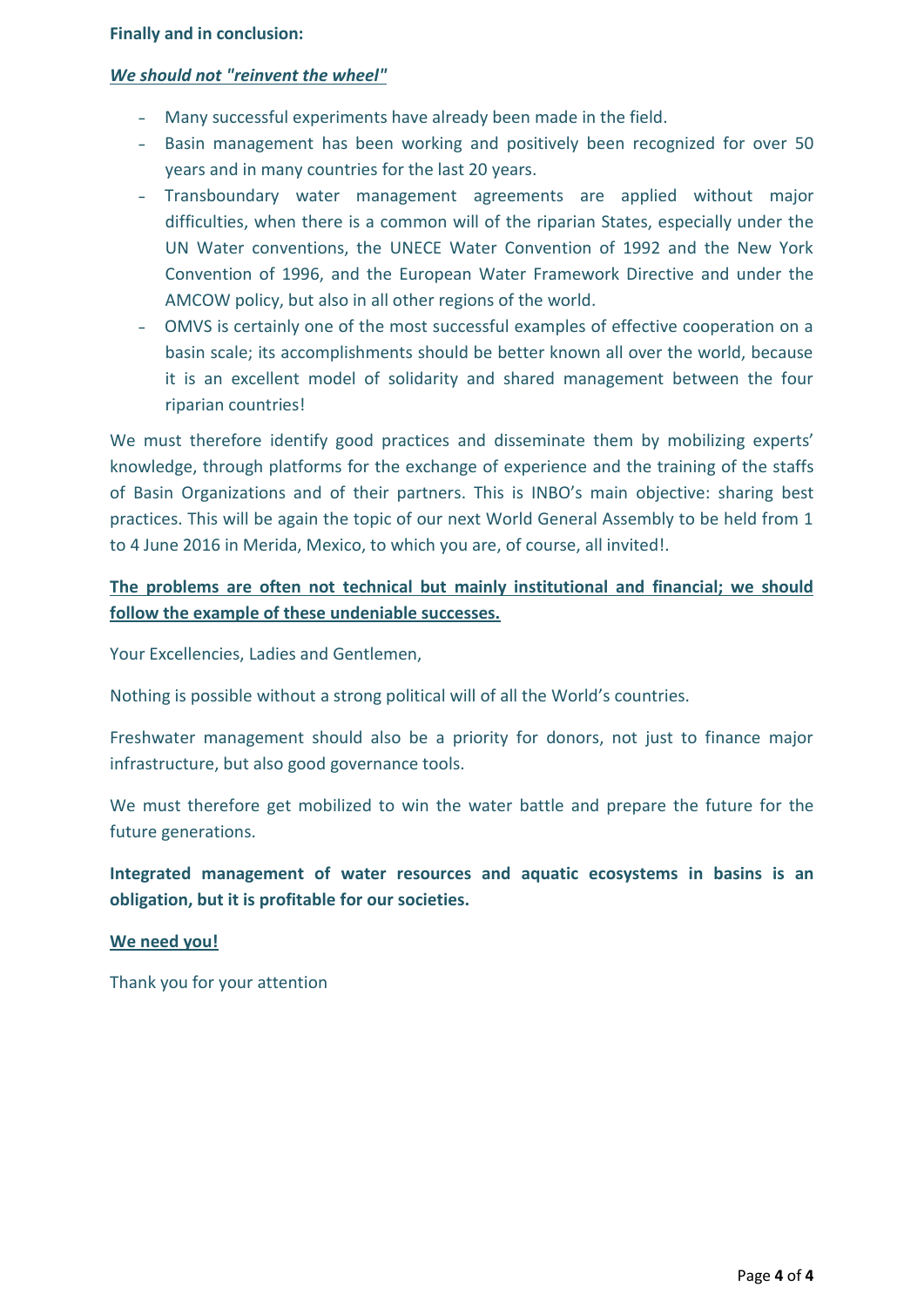**Finally and in conclusion:**

***<u>We should not "reinvent the wheel"</u>***

- Many successful experiments have already been made in the field.
- Basin management has been working and positively been recognized for over 50 years and in many countries for the last 20 years.
- Transboundary water management agreements are applied without major difficulties, when there is a common will of the riparian States, especially under the UN Water conventions, the UNECE Water Convention of 1992 and the New York Convention of 1996, and the European Water Framework Directive and under the AMCOW policy, but also in all other regions of the world.
- OMVS is certainly one of the most successful examples of effective cooperation on a basin scale; its accomplishments should be better known all over the world, because it is an excellent model of solidarity and shared management between the four riparian countries!

We must therefore identify good practices and disseminate them by mobilizing experts' knowledge, through platforms for the exchange of experience and the training of the staffs of Basin Organizations and of their partners. This is INBO's main objective: sharing best practices. This will be again the topic of our next World General Assembly to be held from 1 to 4 June 2016 in Merida, Mexico, to which you are, of course, all invited!.

**<u>The problems are often not technical but mainly institutional and financial; we should follow the example of these undeniable successes.</u>**

Your Excellencies, Ladies and Gentlemen,

Nothing is possible without a strong political will of all the World's countries.

Freshwater management should also be a priority for donors, not just to finance major infrastructure, but also good governance tools.

We must therefore get mobilized to win the water battle and prepare the future for the future generations.

**Integrated management of water resources and aquatic ecosystems in basins is an obligation, but it is profitable for our societies.**

**<u>We need you!</u>**

Thank you for your attention